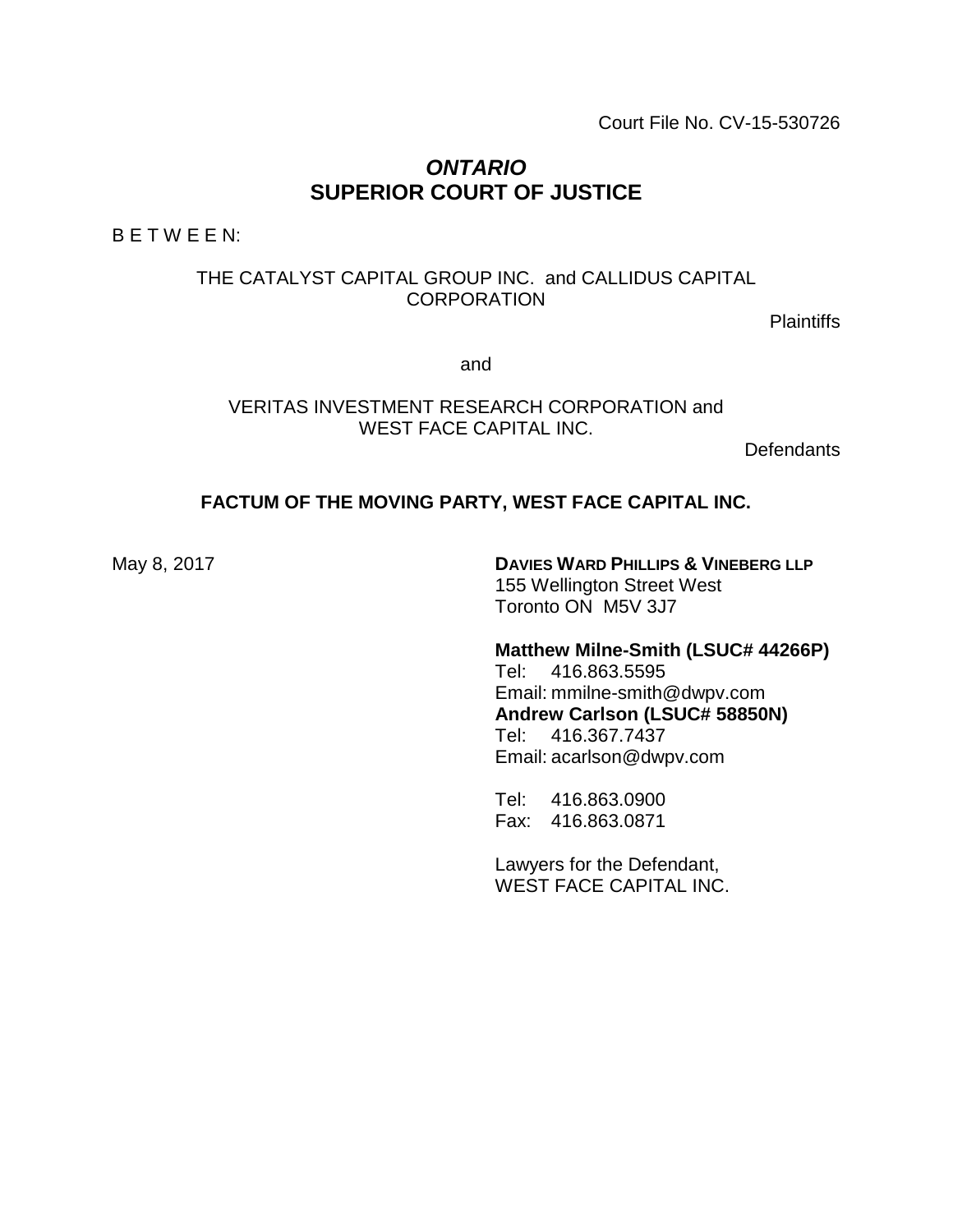Court File No. CV-15-530726

# *ONTARIO*
# SUPERIOR COURT OF JUSTICE

B E T W E E N:

THE CATALYST CAPITAL GROUP INC. and CALLIDUS CAPITAL CORPORATION

Plaintiffs

and

VERITAS INVESTMENT RESEARCH CORPORATION and WEST FACE CAPITAL INC.

Defendants

## FACTUM OF THE MOVING PARTY, WEST FACE CAPITAL INC.

May 8, 2017

**DAVIES WARD PHILLIPS & VINEBERG LLP**
155 Wellington Street West
Toronto ON M5V 3J7

**Matthew Milne-Smith (LSUC# 44266P)**
Tel: 416.863.5595
Email: mmilne-smith@dwpv.com
**Andrew Carlson (LSUC# 58850N)**
Tel: 416.367.7437
Email: acarlson@dwpv.com

Tel: 416.863.0900
Fax: 416.863.0871

Lawyers for the Defendant,
WEST FACE CAPITAL INC.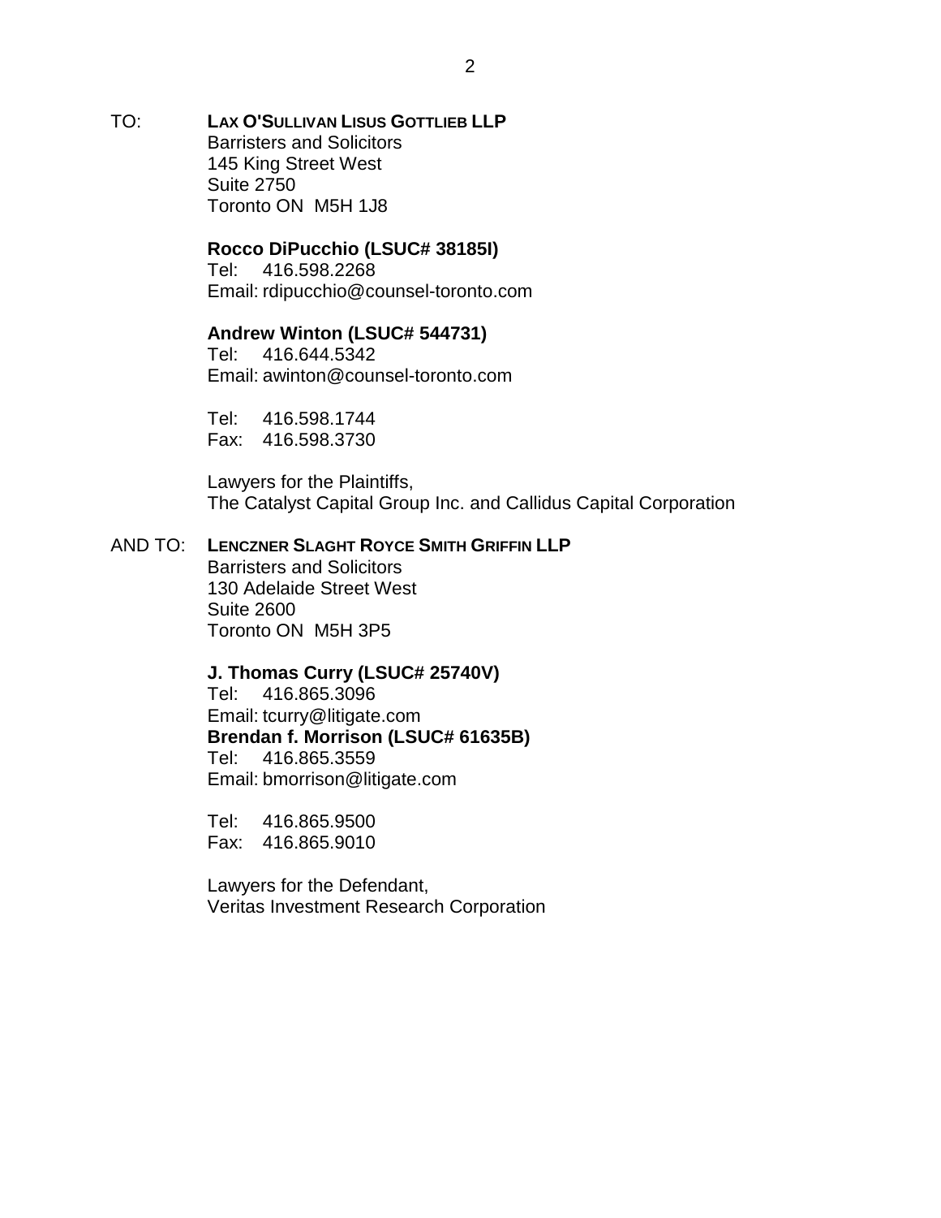TO: **LAX O'SULLIVAN LISUS GOTTLIEB LLP**
Barristers and Solicitors
145 King Street West
Suite 2750
Toronto ON M5H 1J8

**Rocco DiPucchio (LSUC# 38185I)**
Tel: 416.598.2268
Email: rdipucchio@counsel-toronto.com

**Andrew Winton (LSUC# 544731)**
Tel: 416.644.5342
Email: awinton@counsel-toronto.com

Tel: 416.598.1744
Fax: 416.598.3730

Lawyers for the Plaintiffs,
The Catalyst Capital Group Inc. and Callidus Capital Corporation

AND TO: **LENCZNER SLAGHT ROYCE SMITH GRIFFIN LLP**
Barristers and Solicitors
130 Adelaide Street West
Suite 2600
Toronto ON M5H 3P5

**J. Thomas Curry (LSUC# 25740V)**
Tel: 416.865.3096
Email: tcurry@litigate.com
**Brendan f. Morrison (LSUC# 61635B)**
Tel: 416.865.3559
Email: bmorrison@litigate.com

Tel: 416.865.9500
Fax: 416.865.9010

Lawyers for the Defendant,
Veritas Investment Research Corporation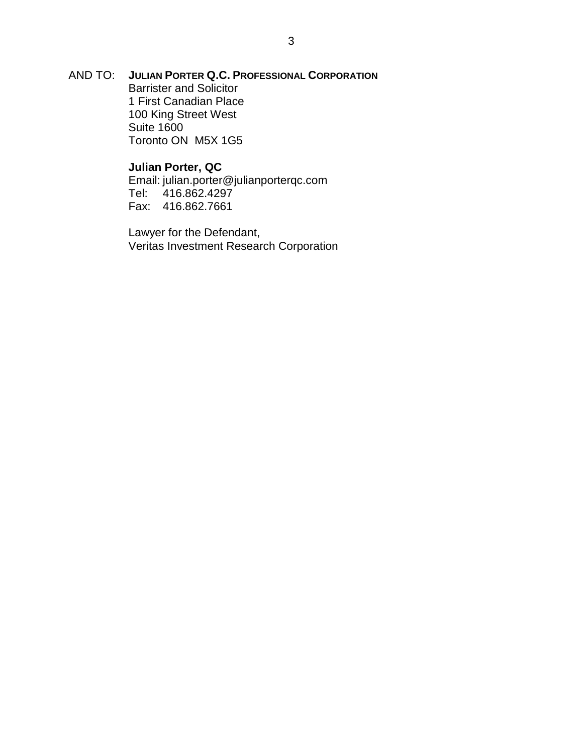AND TO: **JULIAN PORTER Q.C. PROFESSIONAL CORPORATION**
Barrister and Solicitor
1 First Canadian Place
100 King Street West
Suite 1600
Toronto ON  M5X 1G5

**Julian Porter, QC**
Email: julian.porter@julianporterqc.com
Tel: 416.862.4297
Fax: 416.862.7661

Lawyer for the Defendant,
Veritas Investment Research Corporation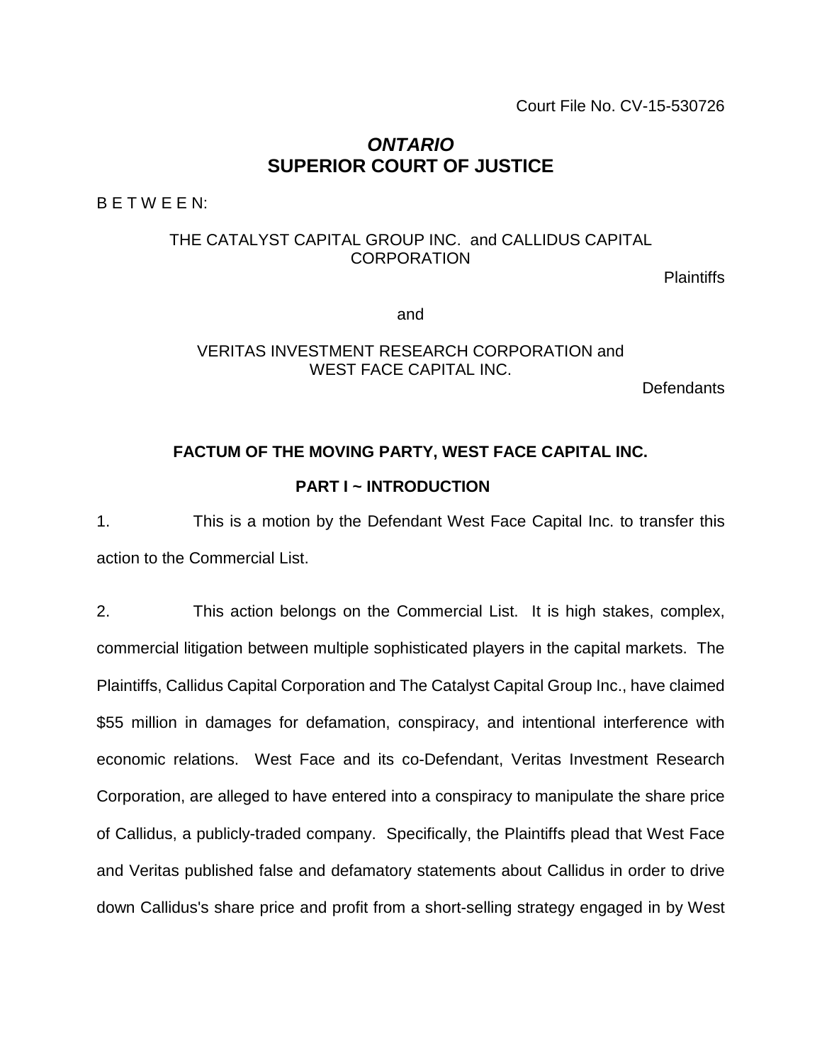Court File No. CV-15-530726

***ONTARIO***
**SUPERIOR COURT OF JUSTICE**

B E T W E E N:

THE CATALYST CAPITAL GROUP INC. and CALLIDUS CAPITAL CORPORATION

Plaintiffs

and

VERITAS INVESTMENT RESEARCH CORPORATION and WEST FACE CAPITAL INC.

Defendants

## FACTUM OF THE MOVING PARTY, WEST FACE CAPITAL INC.

### PART I ~ INTRODUCTION

1. This is a motion by the Defendant West Face Capital Inc. to transfer this action to the Commercial List.

2. This action belongs on the Commercial List. It is high stakes, complex, commercial litigation between multiple sophisticated players in the capital markets. The Plaintiffs, Callidus Capital Corporation and The Catalyst Capital Group Inc., have claimed $55 million in damages for defamation, conspiracy, and intentional interference with economic relations. West Face and its co-Defendant, Veritas Investment Research Corporation, are alleged to have entered into a conspiracy to manipulate the share price of Callidus, a publicly-traded company. Specifically, the Plaintiffs plead that West Face and Veritas published false and defamatory statements about Callidus in order to drive down Callidus's share price and profit from a short-selling strategy engaged in by West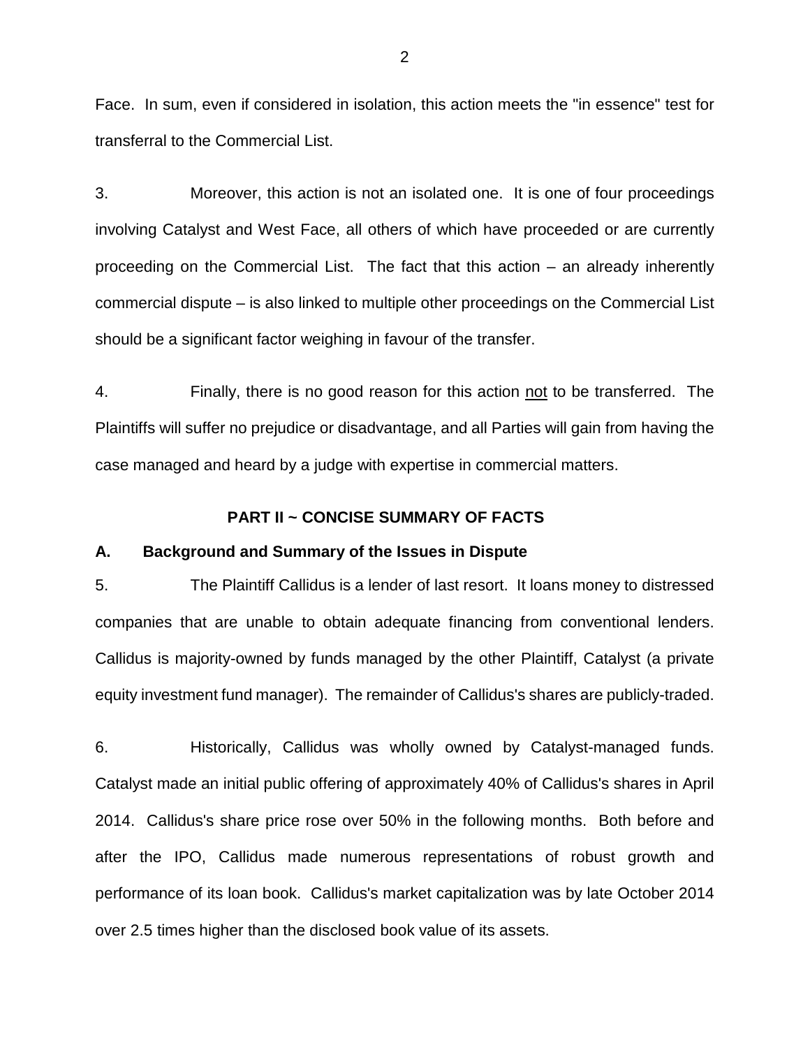Face. In sum, even if considered in isolation, this action meets the "in essence" test for transferral to the Commercial List.

3. Moreover, this action is not an isolated one. It is one of four proceedings involving Catalyst and West Face, all others of which have proceeded or are currently proceeding on the Commercial List. The fact that this action – an already inherently commercial dispute – is also linked to multiple other proceedings on the Commercial List should be a significant factor weighing in favour of the transfer.

4. Finally, there is no good reason for this action <u>not</u> to be transferred. The Plaintiffs will suffer no prejudice or disadvantage, and all Parties will gain from having the case managed and heard by a judge with expertise in commercial matters.

## PART II ~ CONCISE SUMMARY OF FACTS

### A. Background and Summary of the Issues in Dispute

5. The Plaintiff Callidus is a lender of last resort. It loans money to distressed companies that are unable to obtain adequate financing from conventional lenders. Callidus is majority-owned by funds managed by the other Plaintiff, Catalyst (a private equity investment fund manager). The remainder of Callidus's shares are publicly-traded.

6. Historically, Callidus was wholly owned by Catalyst-managed funds. Catalyst made an initial public offering of approximately 40% of Callidus's shares in April 2014. Callidus's share price rose over 50% in the following months. Both before and after the IPO, Callidus made numerous representations of robust growth and performance of its loan book. Callidus's market capitalization was by late October 2014 over 2.5 times higher than the disclosed book value of its assets.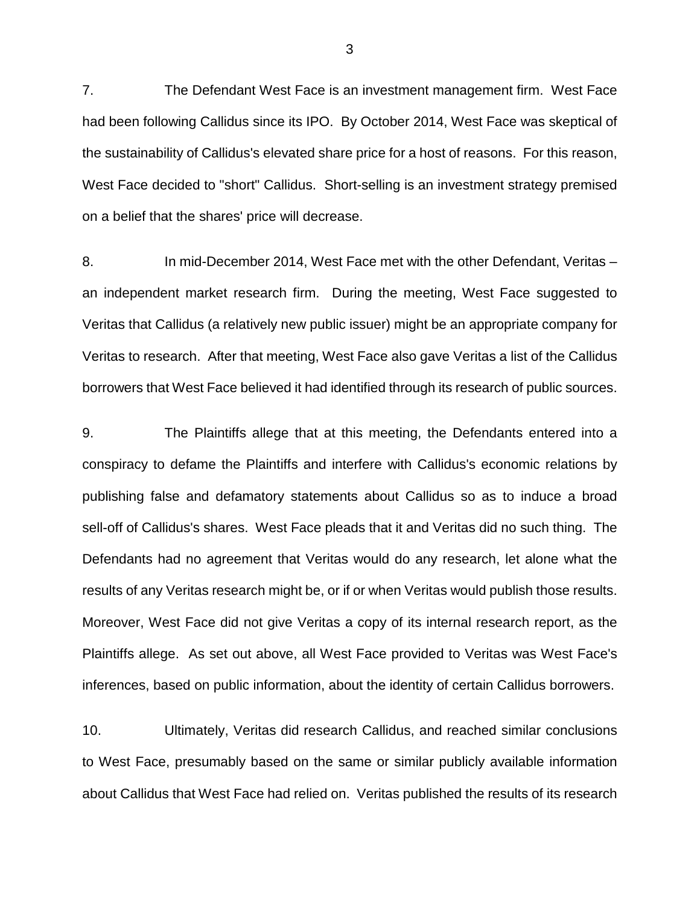7. The Defendant West Face is an investment management firm. West Face had been following Callidus since its IPO. By October 2014, West Face was skeptical of the sustainability of Callidus's elevated share price for a host of reasons. For this reason, West Face decided to "short" Callidus. Short-selling is an investment strategy premised on a belief that the shares' price will decrease.

8. In mid-December 2014, West Face met with the other Defendant, Veritas – an independent market research firm. During the meeting, West Face suggested to Veritas that Callidus (a relatively new public issuer) might be an appropriate company for Veritas to research. After that meeting, West Face also gave Veritas a list of the Callidus borrowers that West Face believed it had identified through its research of public sources.

9. The Plaintiffs allege that at this meeting, the Defendants entered into a conspiracy to defame the Plaintiffs and interfere with Callidus's economic relations by publishing false and defamatory statements about Callidus so as to induce a broad sell-off of Callidus's shares. West Face pleads that it and Veritas did no such thing. The Defendants had no agreement that Veritas would do any research, let alone what the results of any Veritas research might be, or if or when Veritas would publish those results. Moreover, West Face did not give Veritas a copy of its internal research report, as the Plaintiffs allege. As set out above, all West Face provided to Veritas was West Face's inferences, based on public information, about the identity of certain Callidus borrowers.

10. Ultimately, Veritas did research Callidus, and reached similar conclusions to West Face, presumably based on the same or similar publicly available information about Callidus that West Face had relied on. Veritas published the results of its research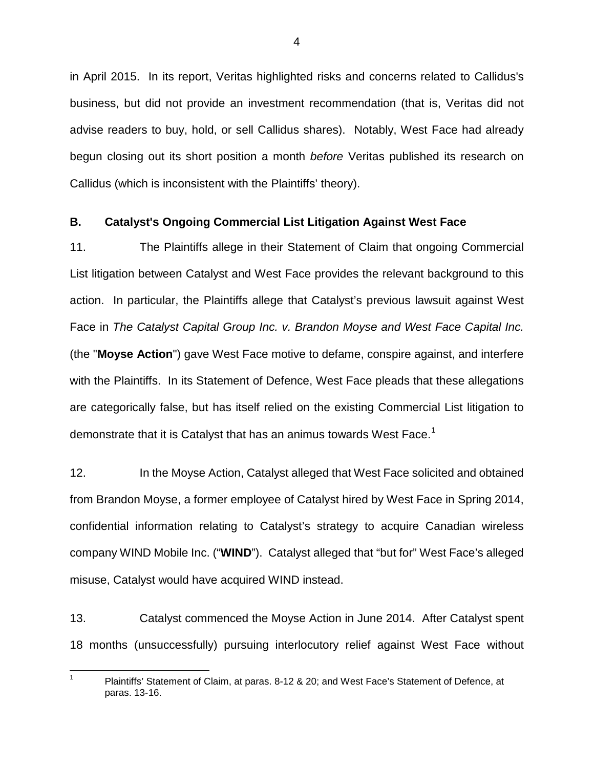in April 2015. In its report, Veritas highlighted risks and concerns related to Callidus's business, but did not provide an investment recommendation (that is, Veritas did not advise readers to buy, hold, or sell Callidus shares). Notably, West Face had already begun closing out its short position a month *before* Veritas published its research on Callidus (which is inconsistent with the Plaintiffs' theory).

## B. Catalyst's Ongoing Commercial List Litigation Against West Face

11. The Plaintiffs allege in their Statement of Claim that ongoing Commercial List litigation between Catalyst and West Face provides the relevant background to this action. In particular, the Plaintiffs allege that Catalyst's previous lawsuit against West Face in *The Catalyst Capital Group Inc. v. Brandon Moyse and West Face Capital Inc.* (the "**Moyse Action**") gave West Face motive to defame, conspire against, and interfere with the Plaintiffs. In its Statement of Defence, West Face pleads that these allegations are categorically false, but has itself relied on the existing Commercial List litigation to demonstrate that it is Catalyst that has an animus towards West Face.[1]

12. In the Moyse Action, Catalyst alleged that West Face solicited and obtained from Brandon Moyse, a former employee of Catalyst hired by West Face in Spring 2014, confidential information relating to Catalyst's strategy to acquire Canadian wireless company WIND Mobile Inc. ("**WIND**"). Catalyst alleged that "but for" West Face's alleged misuse, Catalyst would have acquired WIND instead.

13. Catalyst commenced the Moyse Action in June 2014. After Catalyst spent 18 months (unsuccessfully) pursuing interlocutory relief against West Face without

---

[1] Plaintiffs' Statement of Claim, at paras. 8-12 & 20; and West Face's Statement of Defence, at paras. 13-16.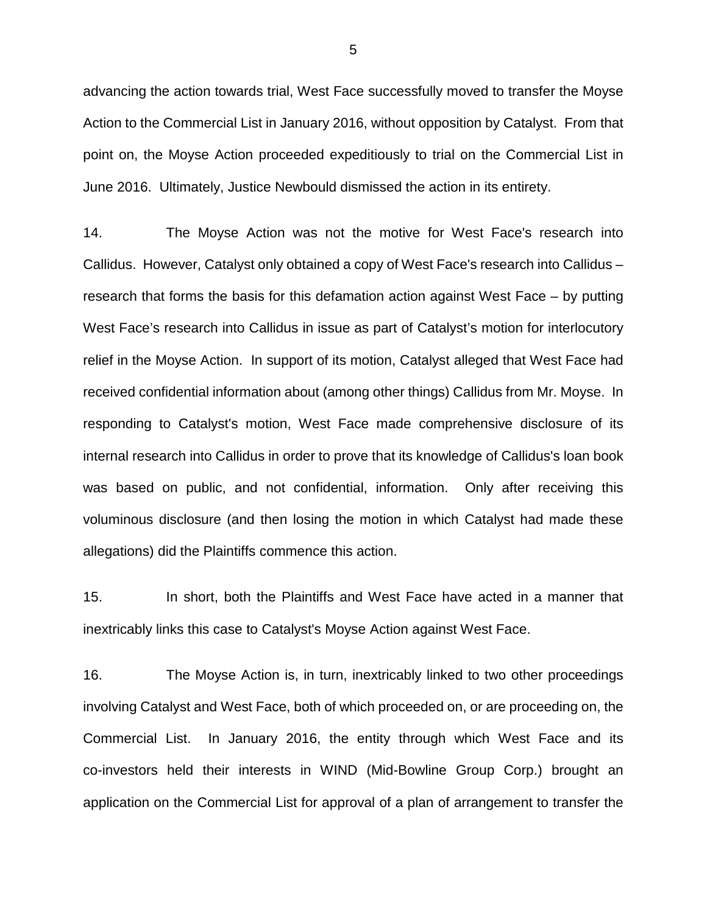advancing the action towards trial, West Face successfully moved to transfer the Moyse Action to the Commercial List in January 2016, without opposition by Catalyst. From that point on, the Moyse Action proceeded expeditiously to trial on the Commercial List in June 2016. Ultimately, Justice Newbould dismissed the action in its entirety.

14. The Moyse Action was not the motive for West Face's research into Callidus. However, Catalyst only obtained a copy of West Face's research into Callidus – research that forms the basis for this defamation action against West Face – by putting West Face's research into Callidus in issue as part of Catalyst's motion for interlocutory relief in the Moyse Action. In support of its motion, Catalyst alleged that West Face had received confidential information about (among other things) Callidus from Mr. Moyse. In responding to Catalyst's motion, West Face made comprehensive disclosure of its internal research into Callidus in order to prove that its knowledge of Callidus's loan book was based on public, and not confidential, information. Only after receiving this voluminous disclosure (and then losing the motion in which Catalyst had made these allegations) did the Plaintiffs commence this action.

15. In short, both the Plaintiffs and West Face have acted in a manner that inextricably links this case to Catalyst's Moyse Action against West Face.

16. The Moyse Action is, in turn, inextricably linked to two other proceedings involving Catalyst and West Face, both of which proceeded on, or are proceeding on, the Commercial List. In January 2016, the entity through which West Face and its co-investors held their interests in WIND (Mid-Bowline Group Corp.) brought an application on the Commercial List for approval of a plan of arrangement to transfer the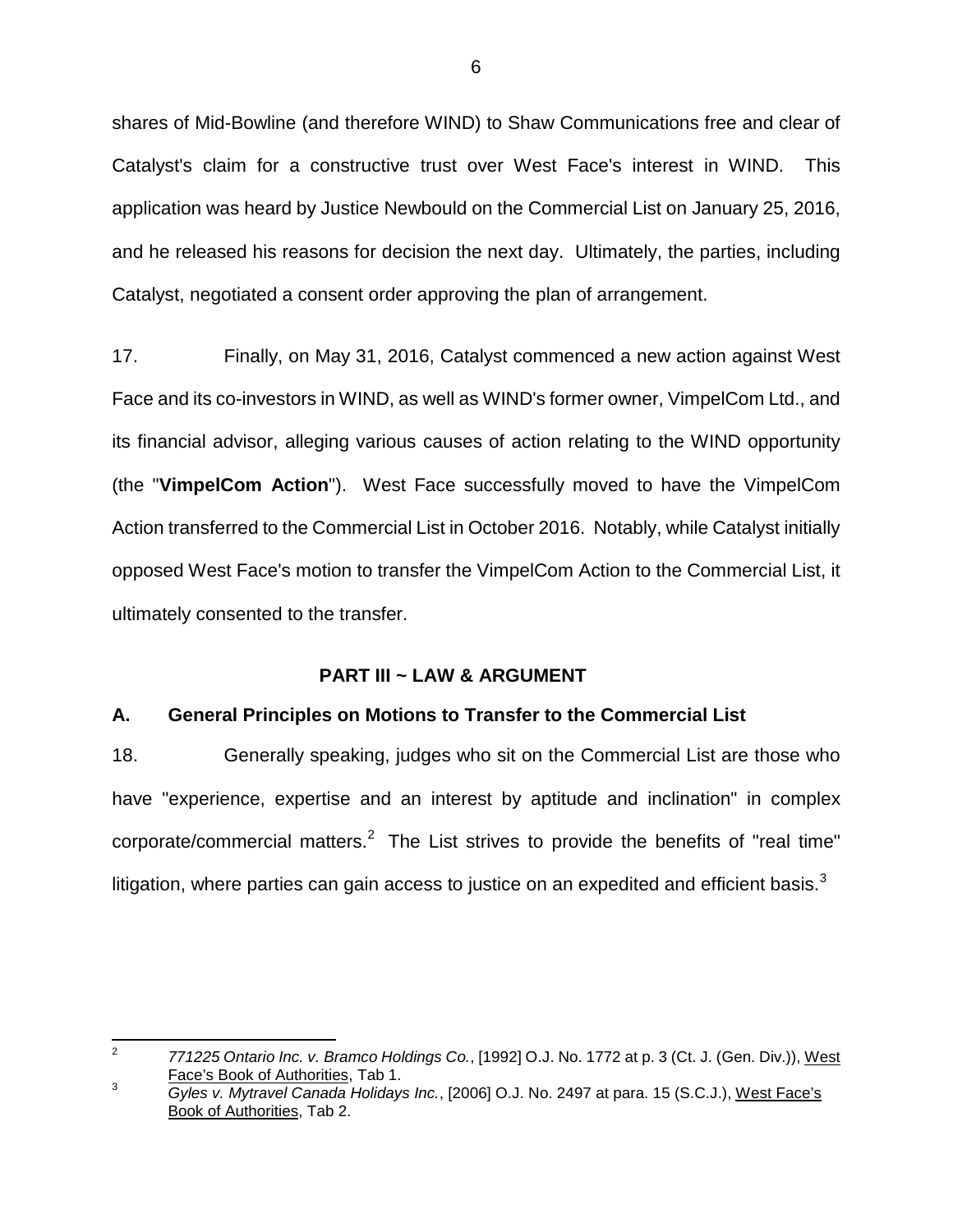shares of Mid-Bowline (and therefore WIND) to Shaw Communications free and clear of Catalyst's claim for a constructive trust over West Face's interest in WIND. This application was heard by Justice Newbould on the Commercial List on January 25, 2016, and he released his reasons for decision the next day. Ultimately, the parties, including Catalyst, negotiated a consent order approving the plan of arrangement.

17. Finally, on May 31, 2016, Catalyst commenced a new action against West Face and its co-investors in WIND, as well as WIND's former owner, VimpelCom Ltd., and its financial advisor, alleging various causes of action relating to the WIND opportunity (the "**VimpelCom Action**"). West Face successfully moved to have the VimpelCom Action transferred to the Commercial List in October 2016. Notably, while Catalyst initially opposed West Face's motion to transfer the VimpelCom Action to the Commercial List, it ultimately consented to the transfer.

## PART III ~ LAW & ARGUMENT

### A. General Principles on Motions to Transfer to the Commercial List

18. Generally speaking, judges who sit on the Commercial List are those who have "experience, expertise and an interest by aptitude and inclination" in complex corporate/commercial matters.[2] The List strives to provide the benefits of "real time" litigation, where parties can gain access to justice on an expedited and efficient basis.[3]

---

[2] *771225 Ontario Inc. v. Bramco Holdings Co.*, [1992] O.J. No. 1772 at p. 3 (Ct. J. (Gen. Div.)), West Face's Book of Authorities, Tab 1.

[3] *Gyles v. Mytravel Canada Holidays Inc.*, [2006] O.J. No. 2497 at para. 15 (S.C.J.), West Face's Book of Authorities, Tab 2.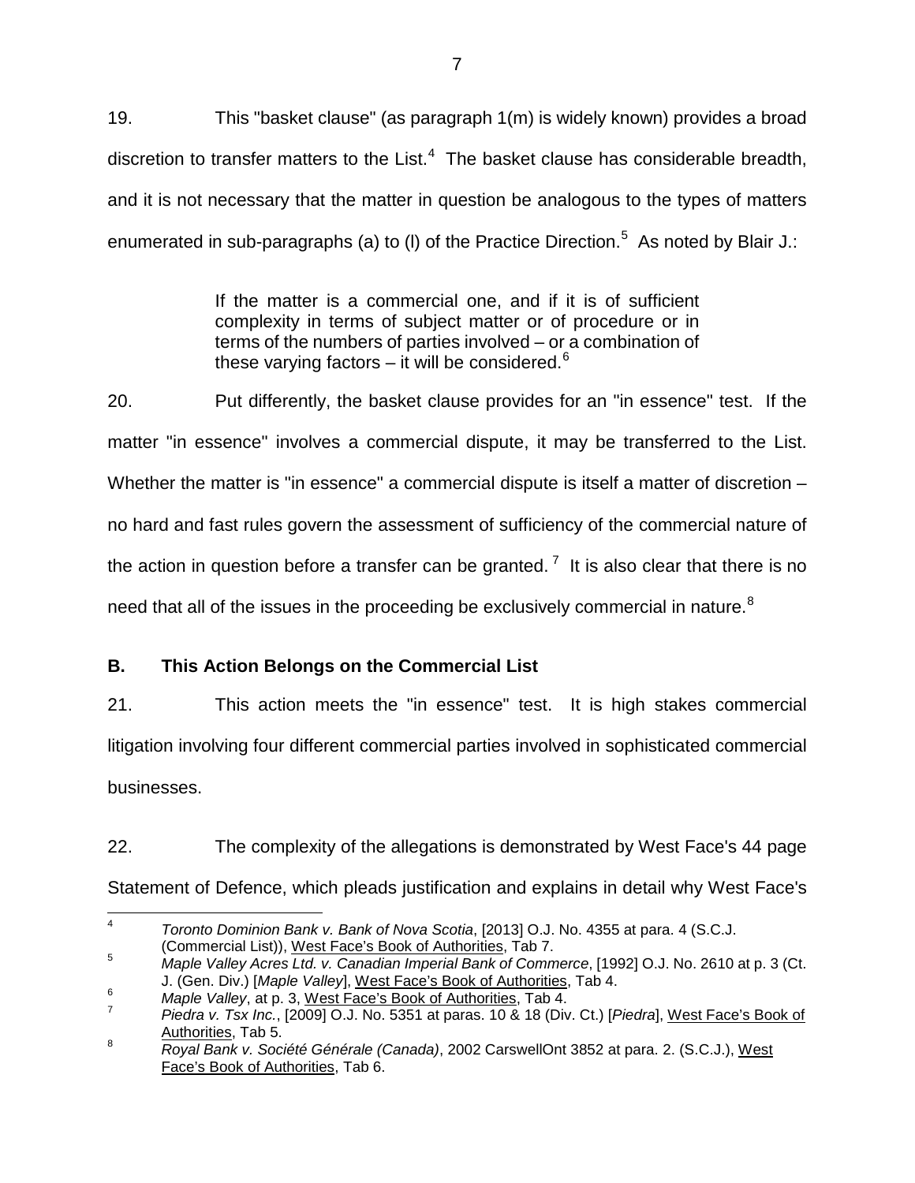19. This "basket clause" (as paragraph 1(m) is widely known) provides a broad discretion to transfer matters to the List.[4] The basket clause has considerable breadth, and it is not necessary that the matter in question be analogous to the types of matters enumerated in sub-paragraphs (a) to (l) of the Practice Direction.[5] As noted by Blair J.:

> If the matter is a commercial one, and if it is of sufficient complexity in terms of subject matter or of procedure or in terms of the numbers of parties involved – or a combination of these varying factors – it will be considered.[6]

20. Put differently, the basket clause provides for an "in essence" test. If the matter "in essence" involves a commercial dispute, it may be transferred to the List. Whether the matter is "in essence" a commercial dispute is itself a matter of discretion – no hard and fast rules govern the assessment of sufficiency of the commercial nature of the action in question before a transfer can be granted.[7] It is also clear that there is no need that all of the issues in the proceeding be exclusively commercial in nature.[8]

## B. This Action Belongs on the Commercial List

21. This action meets the "in essence" test. It is high stakes commercial litigation involving four different commercial parties involved in sophisticated commercial businesses.

22. The complexity of the allegations is demonstrated by West Face's 44 page Statement of Defence, which pleads justification and explains in detail why West Face's

---

[4] *Toronto Dominion Bank v. Bank of Nova Scotia*, [2013] O.J. No. 4355 at para. 4 (S.C.J. (Commercial List)), West Face's Book of Authorities, Tab 7.

[5] *Maple Valley Acres Ltd. v. Canadian Imperial Bank of Commerce*, [1992] O.J. No. 2610 at p. 3 (Ct. J. (Gen. Div.) [*Maple Valley*], West Face's Book of Authorities, Tab 4.

[6] *Maple Valley*, at p. 3, West Face's Book of Authorities, Tab 4.

[7] *Piedra v. Tsx Inc.*, [2009] O.J. No. 5351 at paras. 10 & 18 (Div. Ct.) [*Piedra*], West Face's Book of Authorities, Tab 5.

[8] *Royal Bank v. Société Générale (Canada)*, 2002 CarswellOnt 3852 at para. 2. (S.C.J.), West Face's Book of Authorities, Tab 6.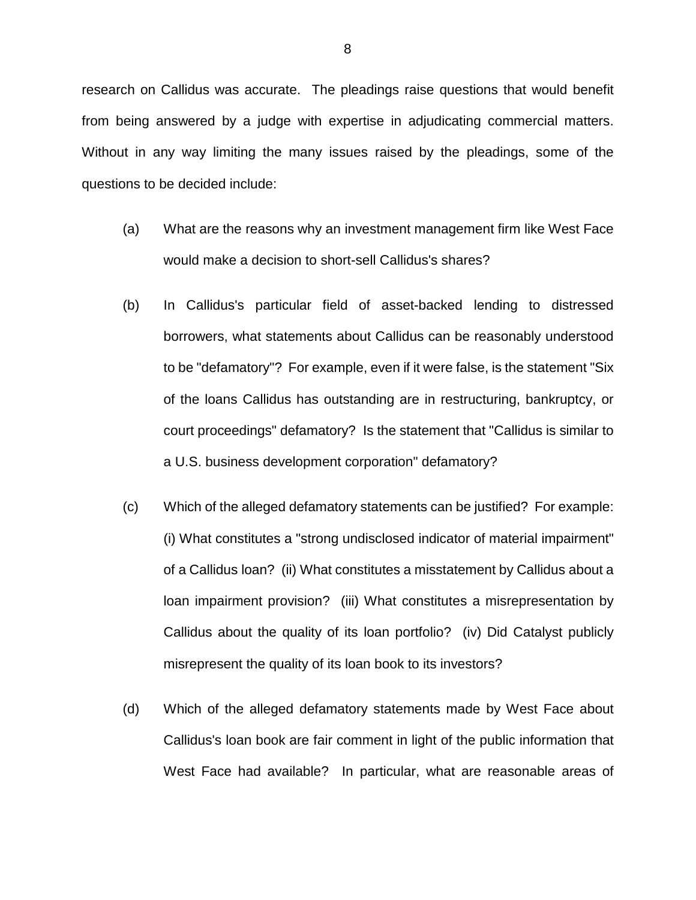research on Callidus was accurate. The pleadings raise questions that would benefit from being answered by a judge with expertise in adjudicating commercial matters. Without in any way limiting the many issues raised by the pleadings, some of the questions to be decided include:

(a) What are the reasons why an investment management firm like West Face would make a decision to short-sell Callidus's shares?

(b) In Callidus's particular field of asset-backed lending to distressed borrowers, what statements about Callidus can be reasonably understood to be "defamatory"? For example, even if it were false, is the statement "Six of the loans Callidus has outstanding are in restructuring, bankruptcy, or court proceedings" defamatory? Is the statement that "Callidus is similar to a U.S. business development corporation" defamatory?

(c) Which of the alleged defamatory statements can be justified? For example: (i) What constitutes a "strong undisclosed indicator of material impairment" of a Callidus loan? (ii) What constitutes a misstatement by Callidus about a loan impairment provision? (iii) What constitutes a misrepresentation by Callidus about the quality of its loan portfolio? (iv) Did Catalyst publicly misrepresent the quality of its loan book to its investors?

(d) Which of the alleged defamatory statements made by West Face about Callidus's loan book are fair comment in light of the public information that West Face had available? In particular, what are reasonable areas of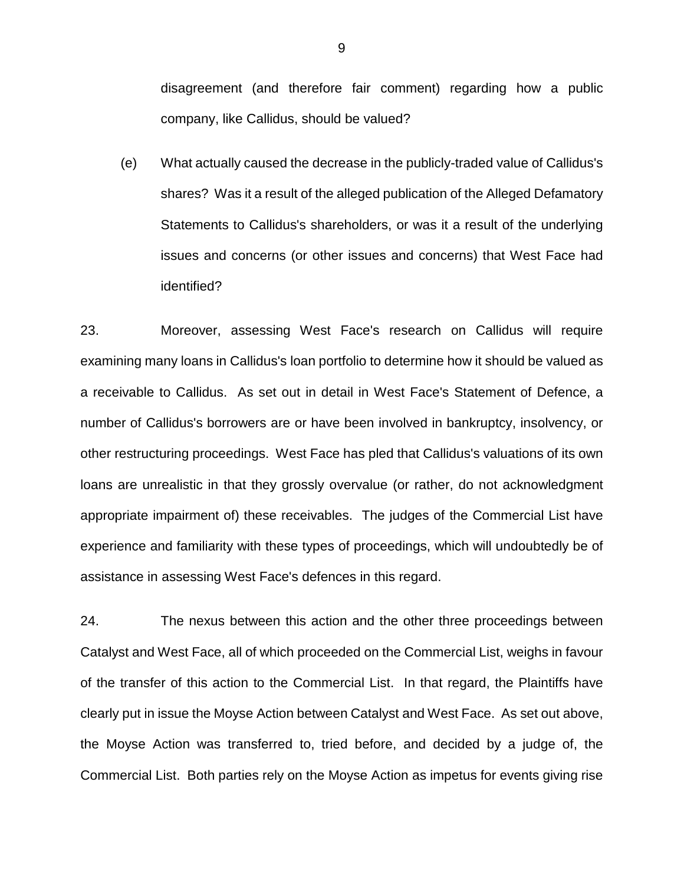disagreement (and therefore fair comment) regarding how a public company, like Callidus, should be valued?

(e) What actually caused the decrease in the publicly-traded value of Callidus's shares? Was it a result of the alleged publication of the Alleged Defamatory Statements to Callidus's shareholders, or was it a result of the underlying issues and concerns (or other issues and concerns) that West Face had identified?

23. Moreover, assessing West Face's research on Callidus will require examining many loans in Callidus's loan portfolio to determine how it should be valued as a receivable to Callidus. As set out in detail in West Face's Statement of Defence, a number of Callidus's borrowers are or have been involved in bankruptcy, insolvency, or other restructuring proceedings. West Face has pled that Callidus's valuations of its own loans are unrealistic in that they grossly overvalue (or rather, do not acknowledgment appropriate impairment of) these receivables. The judges of the Commercial List have experience and familiarity with these types of proceedings, which will undoubtedly be of assistance in assessing West Face's defences in this regard.

24. The nexus between this action and the other three proceedings between Catalyst and West Face, all of which proceeded on the Commercial List, weighs in favour of the transfer of this action to the Commercial List. In that regard, the Plaintiffs have clearly put in issue the Moyse Action between Catalyst and West Face. As set out above, the Moyse Action was transferred to, tried before, and decided by a judge of, the Commercial List. Both parties rely on the Moyse Action as impetus for events giving rise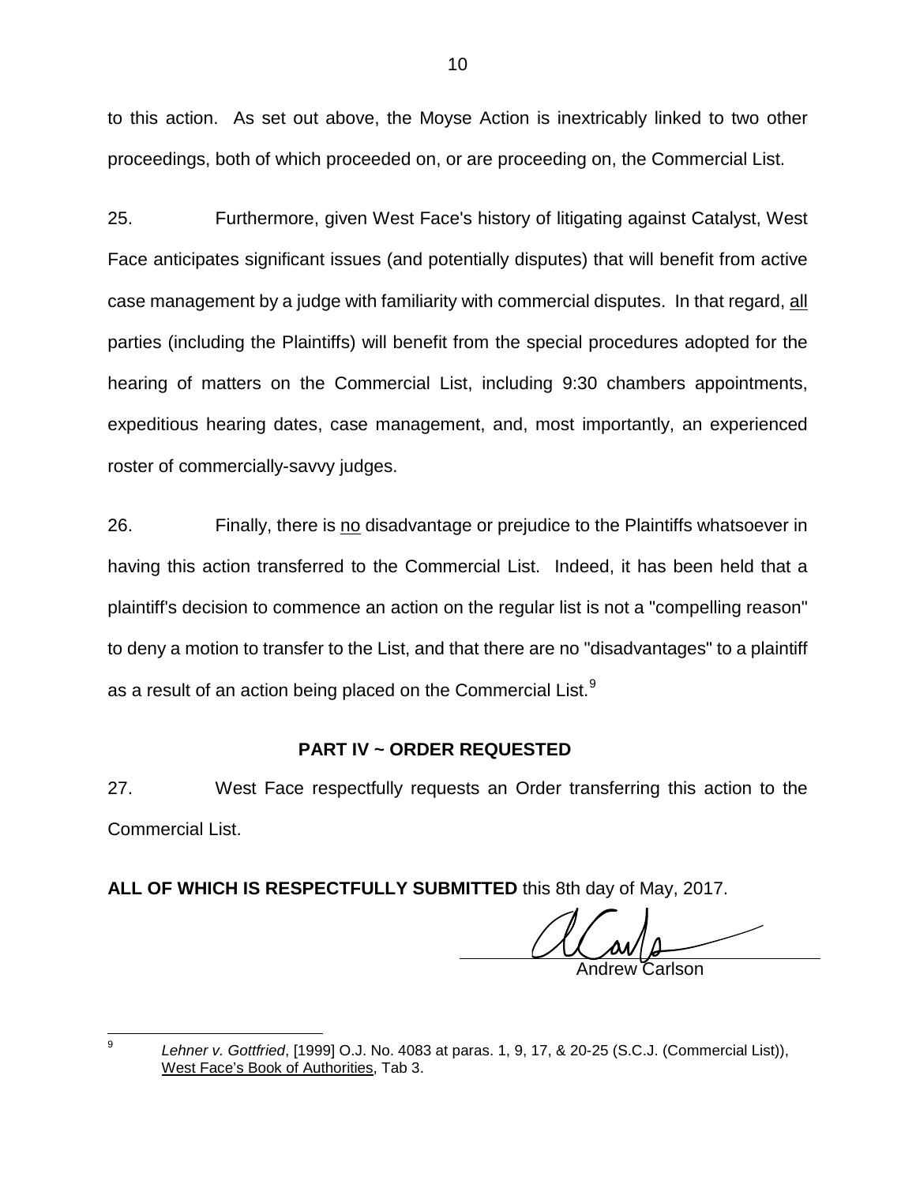to this action. As set out above, the Moyse Action is inextricably linked to two other proceedings, both of which proceeded on, or are proceeding on, the Commercial List.

25. Furthermore, given West Face's history of litigating against Catalyst, West Face anticipates significant issues (and potentially disputes) that will benefit from active case management by a judge with familiarity with commercial disputes. In that regard, <u>all</u> parties (including the Plaintiffs) will benefit from the special procedures adopted for the hearing of matters on the Commercial List, including 9:30 chambers appointments, expeditious hearing dates, case management, and, most importantly, an experienced roster of commercially-savvy judges.

26. Finally, there is <u>no</u> disadvantage or prejudice to the Plaintiffs whatsoever in having this action transferred to the Commercial List. Indeed, it has been held that a plaintiff's decision to commence an action on the regular list is not a "compelling reason" to deny a motion to transfer to the List, and that there are no "disadvantages" to a plaintiff as a result of an action being placed on the Commercial List.[9]

## PART IV ~ ORDER REQUESTED

27. West Face respectfully requests an Order transferring this action to the Commercial List.

**ALL OF WHICH IS RESPECTFULLY SUBMITTED** this 8th day of May, 2017.

Andrew Carlson

---

[9] *Lehner v. Gottfried*, [1999] O.J. No. 4083 at paras. 1, 9, 17, & 20-25 (S.C.J. (Commercial List)), <u>West Face's Book of Authorities</u>, Tab 3.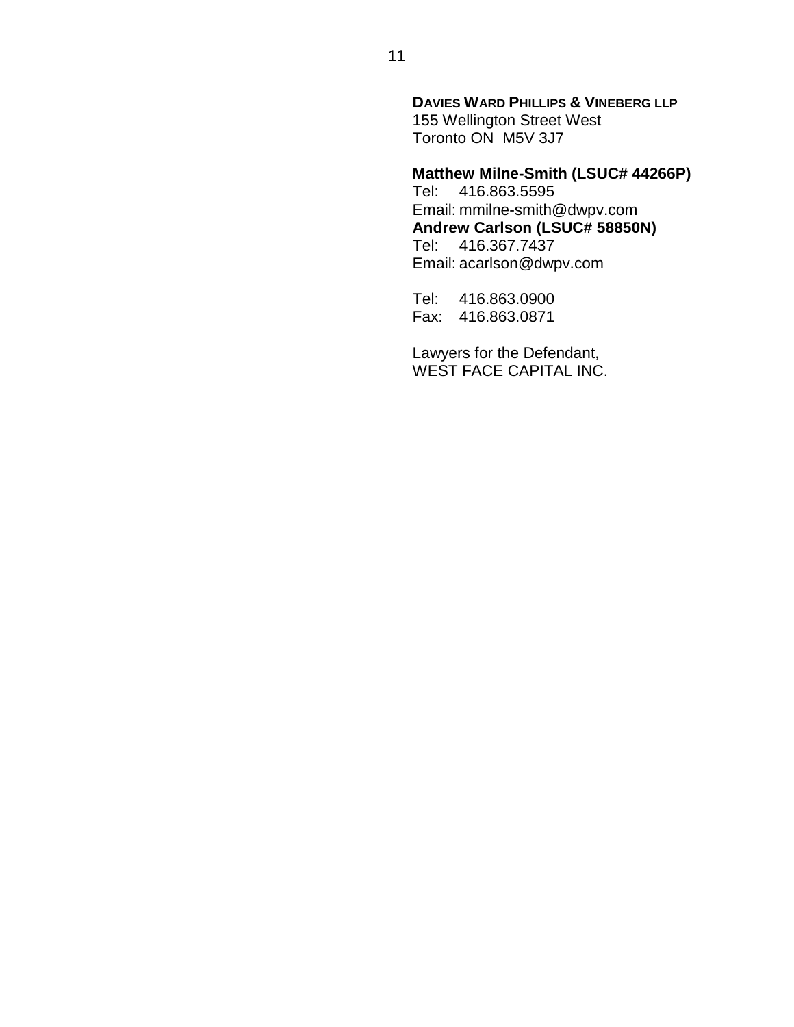**DAVIES WARD PHILLIPS & VINEBERG LLP**
155 Wellington Street West
Toronto ON  M5V 3J7

**Matthew Milne-Smith (LSUC# 44266P)**
Tel: 416.863.5595
Email: mmilne-smith@dwpv.com
**Andrew Carlson (LSUC# 58850N)**
Tel: 416.367.7437
Email: acarlson@dwpv.com

Tel: 416.863.0900
Fax: 416.863.0871

Lawyers for the Defendant,
WEST FACE CAPITAL INC.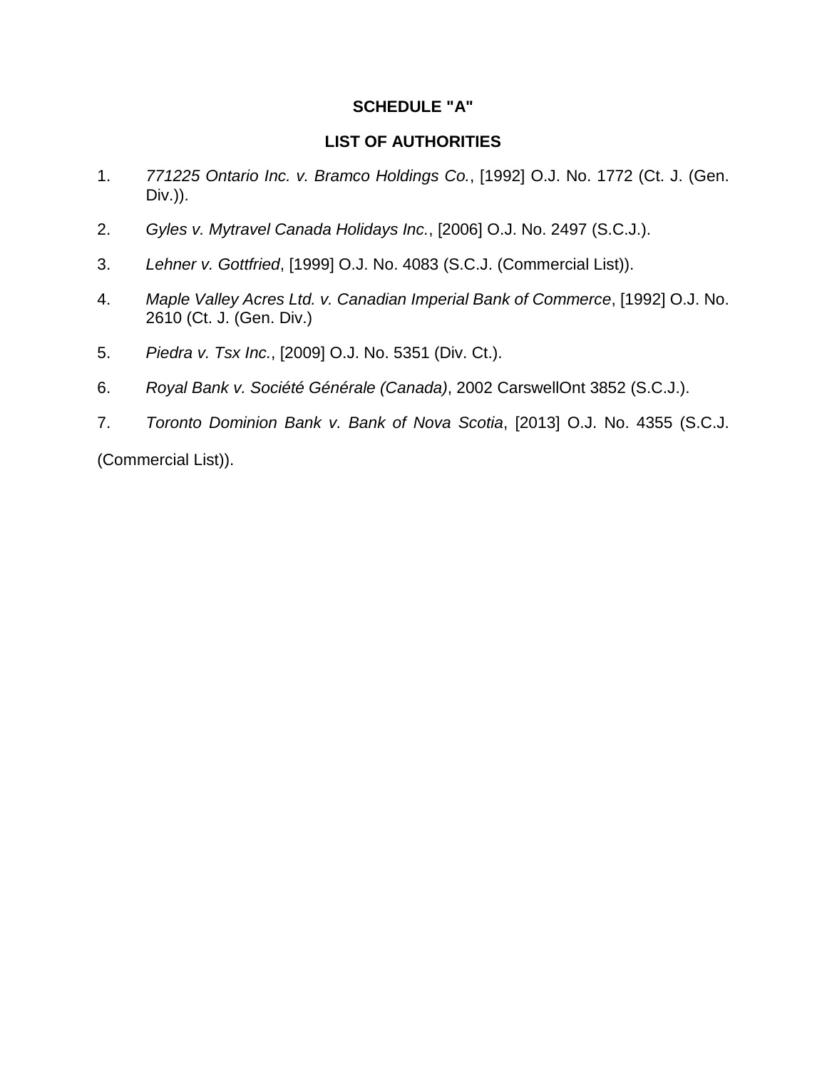**SCHEDULE "A"**

**LIST OF AUTHORITIES**

1. *771225 Ontario Inc. v. Bramco Holdings Co.*, [1992] O.J. No. 1772 (Ct. J. (Gen. Div.)).

2. *Gyles v. Mytravel Canada Holidays Inc.*, [2006] O.J. No. 2497 (S.C.J.).

3. *Lehner v. Gottfried*, [1999] O.J. No. 4083 (S.C.J. (Commercial List)).

4. *Maple Valley Acres Ltd. v. Canadian Imperial Bank of Commerce*, [1992] O.J. No. 2610 (Ct. J. (Gen. Div.)

5. *Piedra v. Tsx Inc.*, [2009] O.J. No. 5351 (Div. Ct.).

6. *Royal Bank v. Société Générale (Canada)*, 2002 CarswellOnt 3852 (S.C.J.).

7. *Toronto Dominion Bank v. Bank of Nova Scotia*, [2013] O.J. No. 4355 (S.C.J. (Commercial List)).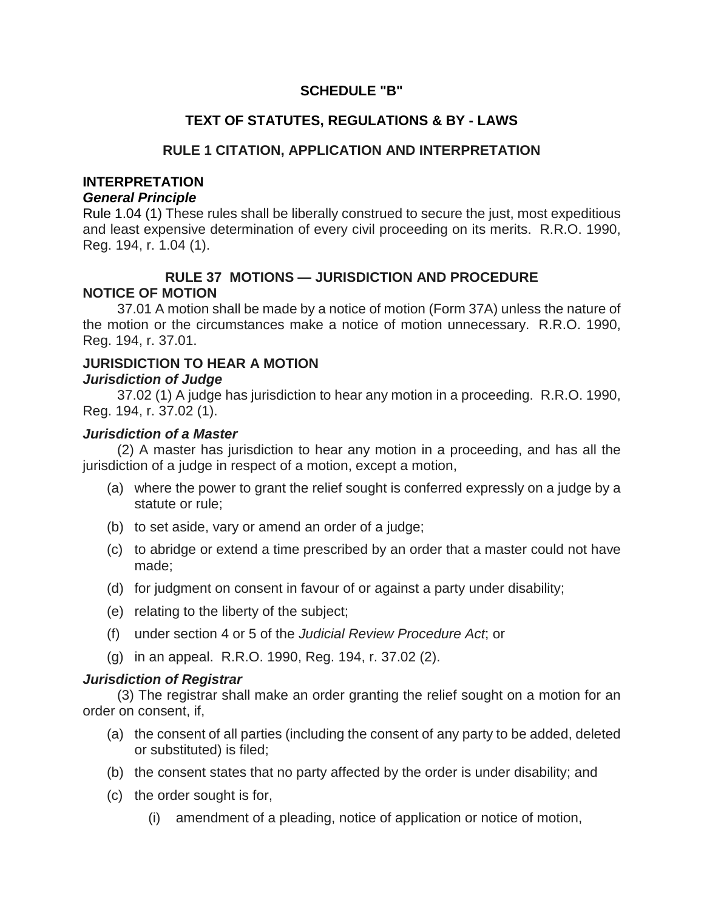**SCHEDULE "B"**

**TEXT OF STATUTES, REGULATIONS & BY - LAWS**

**RULE 1 CITATION, APPLICATION AND INTERPRETATION**

**INTERPRETATION**

***General Principle***

Rule 1.04 (1) These rules shall be liberally construed to secure the just, most expeditious and least expensive determination of every civil proceeding on its merits. R.R.O. 1990, Reg. 194, r. 1.04 (1).

**RULE 37 MOTIONS — JURISDICTION AND PROCEDURE**

**NOTICE OF MOTION**

37.01 A motion shall be made by a notice of motion (Form 37A) unless the nature of the motion or the circumstances make a notice of motion unnecessary. R.R.O. 1990, Reg. 194, r. 37.01.

**JURISDICTION TO HEAR A MOTION**

***Jurisdiction of Judge***

37.02 (1) A judge has jurisdiction to hear any motion in a proceeding. R.R.O. 1990, Reg. 194, r. 37.02 (1).

***Jurisdiction of a Master***

(2) A master has jurisdiction to hear any motion in a proceeding, and has all the jurisdiction of a judge in respect of a motion, except a motion,

(a) where the power to grant the relief sought is conferred expressly on a judge by a statute or rule;

(b) to set aside, vary or amend an order of a judge;

(c) to abridge or extend a time prescribed by an order that a master could not have made;

(d) for judgment on consent in favour of or against a party under disability;

(e) relating to the liberty of the subject;

(f) under section 4 or 5 of the *Judicial Review Procedure Act*; or

(g) in an appeal. R.R.O. 1990, Reg. 194, r. 37.02 (2).

***Jurisdiction of Registrar***

(3) The registrar shall make an order granting the relief sought on a motion for an order on consent, if,

(a) the consent of all parties (including the consent of any party to be added, deleted or substituted) is filed;

(b) the consent states that no party affected by the order is under disability; and

(c) the order sought is for,

   (i) amendment of a pleading, notice of application or notice of motion,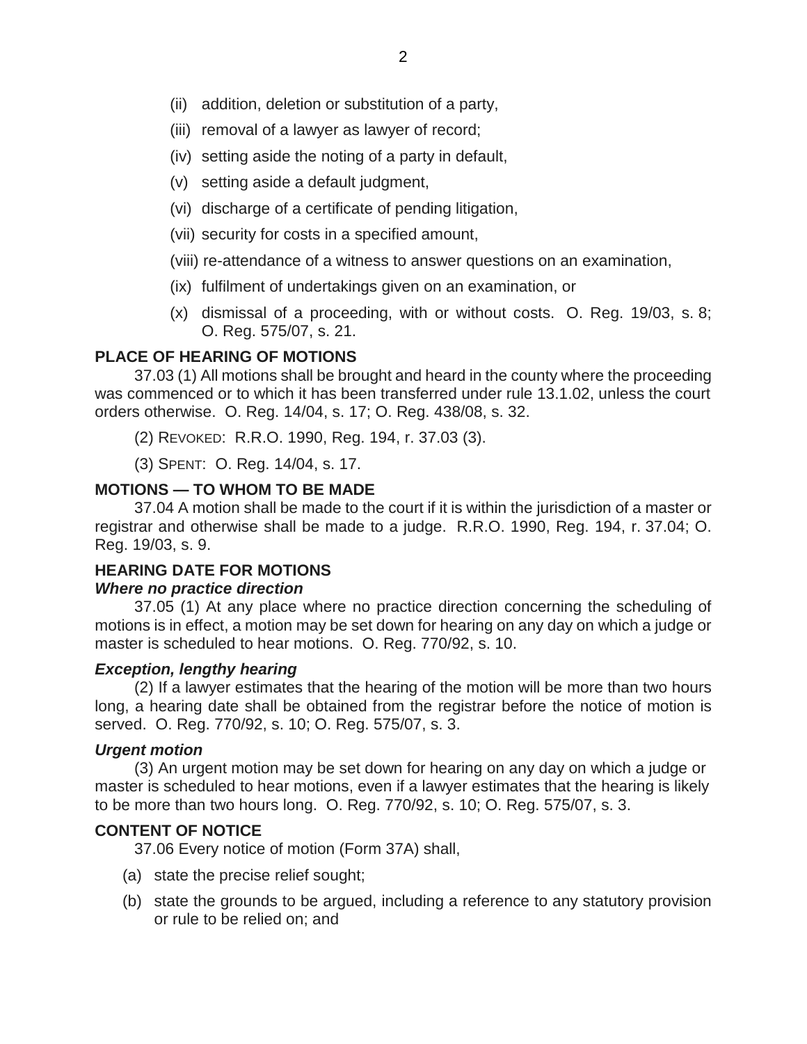(ii) addition, deletion or substitution of a party,

(iii) removal of a lawyer as lawyer of record;

(iv) setting aside the noting of a party in default,

(v) setting aside a default judgment,

(vi) discharge of a certificate of pending litigation,

(vii) security for costs in a specified amount,

(viii) re-attendance of a witness to answer questions on an examination,

(ix) fulfilment of undertakings given on an examination, or

(x) dismissal of a proceeding, with or without costs. O. Reg. 19/03, s. 8; O. Reg. 575/07, s. 21.

**PLACE OF HEARING OF MOTIONS**

37.03 (1) All motions shall be brought and heard in the county where the proceeding was commenced or to which it has been transferred under rule 13.1.02, unless the court orders otherwise. O. Reg. 14/04, s. 17; O. Reg. 438/08, s. 32.

(2) REVOKED: R.R.O. 1990, Reg. 194, r. 37.03 (3).

(3) SPENT: O. Reg. 14/04, s. 17.

**MOTIONS — TO WHOM TO BE MADE**

37.04 A motion shall be made to the court if it is within the jurisdiction of a master or registrar and otherwise shall be made to a judge. R.R.O. 1990, Reg. 194, r. 37.04; O. Reg. 19/03, s. 9.

**HEARING DATE FOR MOTIONS**

***Where no practice direction***

37.05 (1) At any place where no practice direction concerning the scheduling of motions is in effect, a motion may be set down for hearing on any day on which a judge or master is scheduled to hear motions. O. Reg. 770/92, s. 10.

***Exception, lengthy hearing***

(2) If a lawyer estimates that the hearing of the motion will be more than two hours long, a hearing date shall be obtained from the registrar before the notice of motion is served. O. Reg. 770/92, s. 10; O. Reg. 575/07, s. 3.

***Urgent motion***

(3) An urgent motion may be set down for hearing on any day on which a judge or master is scheduled to hear motions, even if a lawyer estimates that the hearing is likely to be more than two hours long. O. Reg. 770/92, s. 10; O. Reg. 575/07, s. 3.

**CONTENT OF NOTICE**

37.06 Every notice of motion (Form 37A) shall,

(a) state the precise relief sought;

(b) state the grounds to be argued, including a reference to any statutory provision or rule to be relied on; and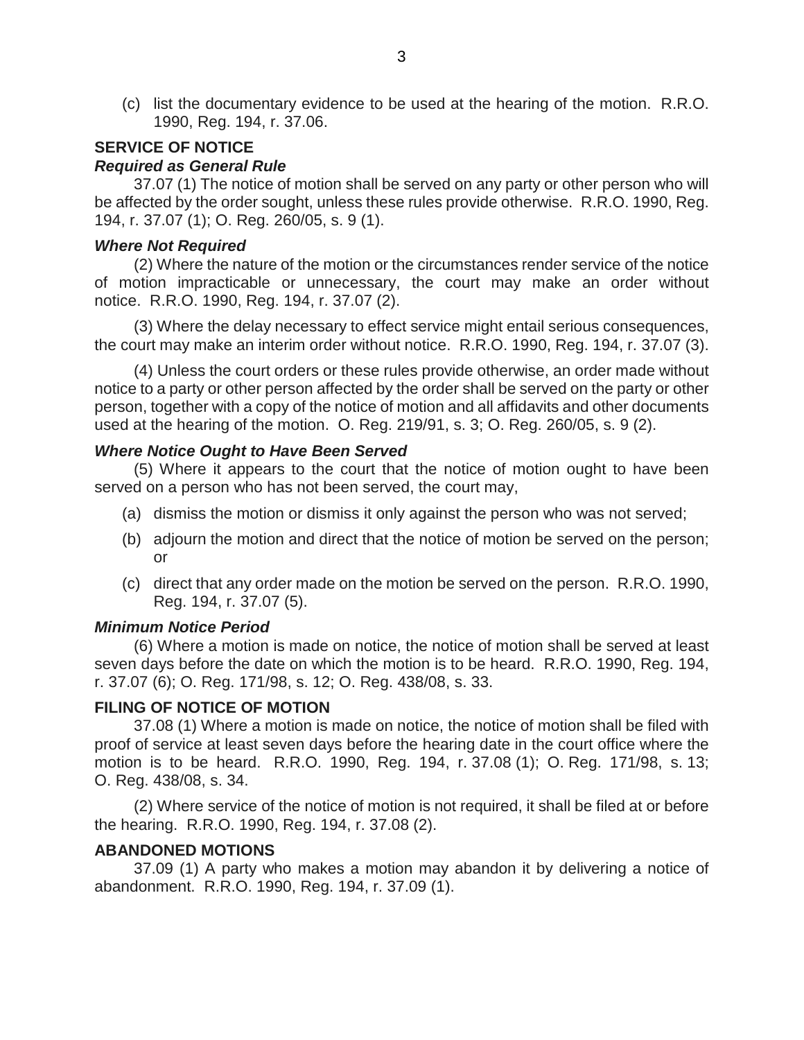(c) list the documentary evidence to be used at the hearing of the motion. R.R.O. 1990, Reg. 194, r. 37.06.

**SERVICE OF NOTICE**

***Required as General Rule***

37.07 (1) The notice of motion shall be served on any party or other person who will be affected by the order sought, unless these rules provide otherwise. R.R.O. 1990, Reg. 194, r. 37.07 (1); O. Reg. 260/05, s. 9 (1).

***Where Not Required***

(2) Where the nature of the motion or the circumstances render service of the notice of motion impracticable or unnecessary, the court may make an order without notice. R.R.O. 1990, Reg. 194, r. 37.07 (2).

(3) Where the delay necessary to effect service might entail serious consequences, the court may make an interim order without notice. R.R.O. 1990, Reg. 194, r. 37.07 (3).

(4) Unless the court orders or these rules provide otherwise, an order made without notice to a party or other person affected by the order shall be served on the party or other person, together with a copy of the notice of motion and all affidavits and other documents used at the hearing of the motion. O. Reg. 219/91, s. 3; O. Reg. 260/05, s. 9 (2).

***Where Notice Ought to Have Been Served***

(5) Where it appears to the court that the notice of motion ought to have been served on a person who has not been served, the court may,

(a) dismiss the motion or dismiss it only against the person who was not served;

(b) adjourn the motion and direct that the notice of motion be served on the person; or

(c) direct that any order made on the motion be served on the person. R.R.O. 1990, Reg. 194, r. 37.07 (5).

***Minimum Notice Period***

(6) Where a motion is made on notice, the notice of motion shall be served at least seven days before the date on which the motion is to be heard. R.R.O. 1990, Reg. 194, r. 37.07 (6); O. Reg. 171/98, s. 12; O. Reg. 438/08, s. 33.

**FILING OF NOTICE OF MOTION**

37.08 (1) Where a motion is made on notice, the notice of motion shall be filed with proof of service at least seven days before the hearing date in the court office where the motion is to be heard. R.R.O. 1990, Reg. 194, r. 37.08 (1); O. Reg. 171/98, s. 13; O. Reg. 438/08, s. 34.

(2) Where service of the notice of motion is not required, it shall be filed at or before the hearing. R.R.O. 1990, Reg. 194, r. 37.08 (2).

**ABANDONED MOTIONS**

37.09 (1) A party who makes a motion may abandon it by delivering a notice of abandonment. R.R.O. 1990, Reg. 194, r. 37.09 (1).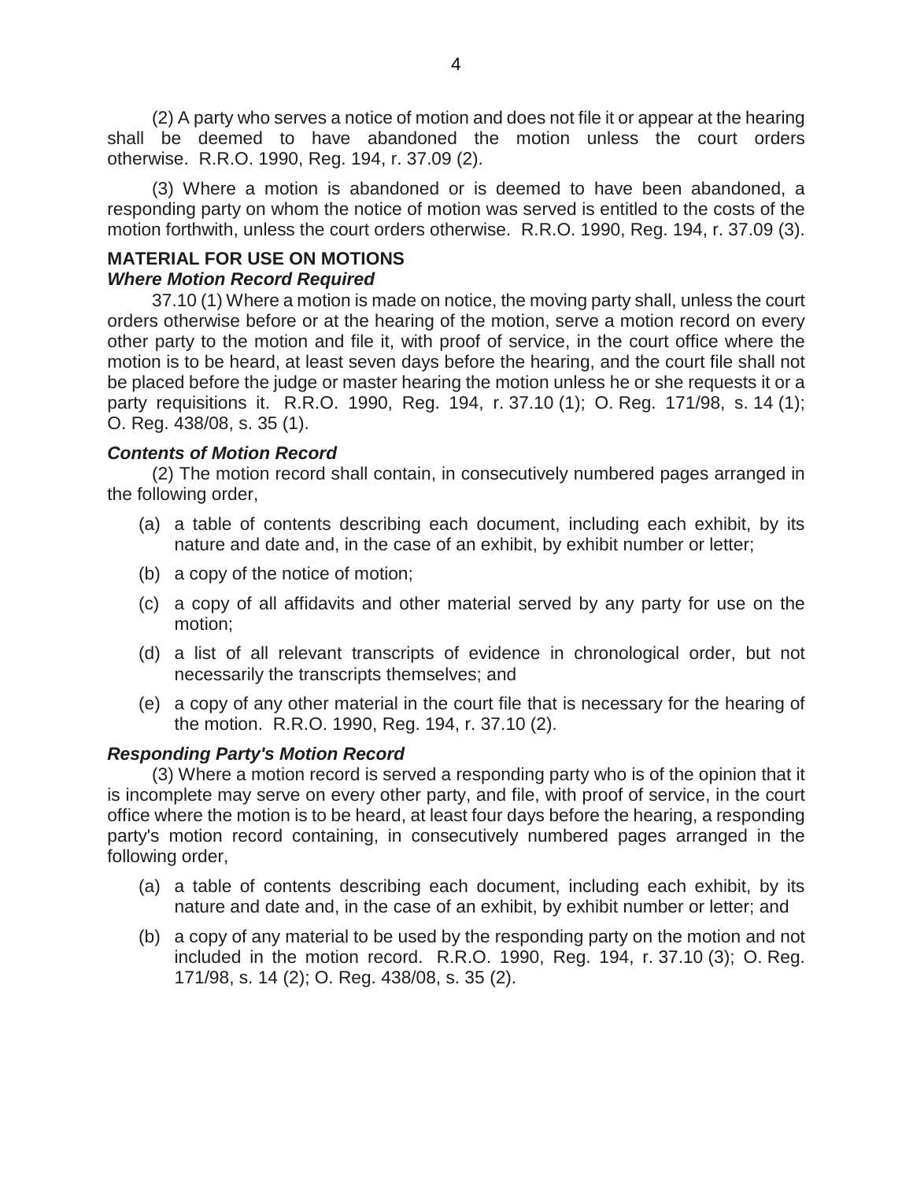(2) A party who serves a notice of motion and does not file it or appear at the hearing shall be deemed to have abandoned the motion unless the court orders otherwise. R.R.O. 1990, Reg. 194, r. 37.09 (2).

(3) Where a motion is abandoned or is deemed to have been abandoned, a responding party on whom the notice of motion was served is entitled to the costs of the motion forthwith, unless the court orders otherwise. R.R.O. 1990, Reg. 194, r. 37.09 (3).

**MATERIAL FOR USE ON MOTIONS**

***Where Motion Record Required***

37.10 (1) Where a motion is made on notice, the moving party shall, unless the court orders otherwise before or at the hearing of the motion, serve a motion record on every other party to the motion and file it, with proof of service, in the court office where the motion is to be heard, at least seven days before the hearing, and the court file shall not be placed before the judge or master hearing the motion unless he or she requests it or a party requisitions it. R.R.O. 1990, Reg. 194, r. 37.10 (1); O. Reg. 171/98, s. 14 (1); O. Reg. 438/08, s. 35 (1).

***Contents of Motion Record***

(2) The motion record shall contain, in consecutively numbered pages arranged in the following order,

(a) a table of contents describing each document, including each exhibit, by its nature and date and, in the case of an exhibit, by exhibit number or letter;

(b) a copy of the notice of motion;

(c) a copy of all affidavits and other material served by any party for use on the motion;

(d) a list of all relevant transcripts of evidence in chronological order, but not necessarily the transcripts themselves; and

(e) a copy of any other material in the court file that is necessary for the hearing of the motion. R.R.O. 1990, Reg. 194, r. 37.10 (2).

***Responding Party's Motion Record***

(3) Where a motion record is served a responding party who is of the opinion that it is incomplete may serve on every other party, and file, with proof of service, in the court office where the motion is to be heard, at least four days before the hearing, a responding party's motion record containing, in consecutively numbered pages arranged in the following order,

(a) a table of contents describing each document, including each exhibit, by its nature and date and, in the case of an exhibit, by exhibit number or letter; and

(b) a copy of any material to be used by the responding party on the motion and not included in the motion record. R.R.O. 1990, Reg. 194, r. 37.10 (3); O. Reg. 171/98, s. 14 (2); O. Reg. 438/08, s. 35 (2).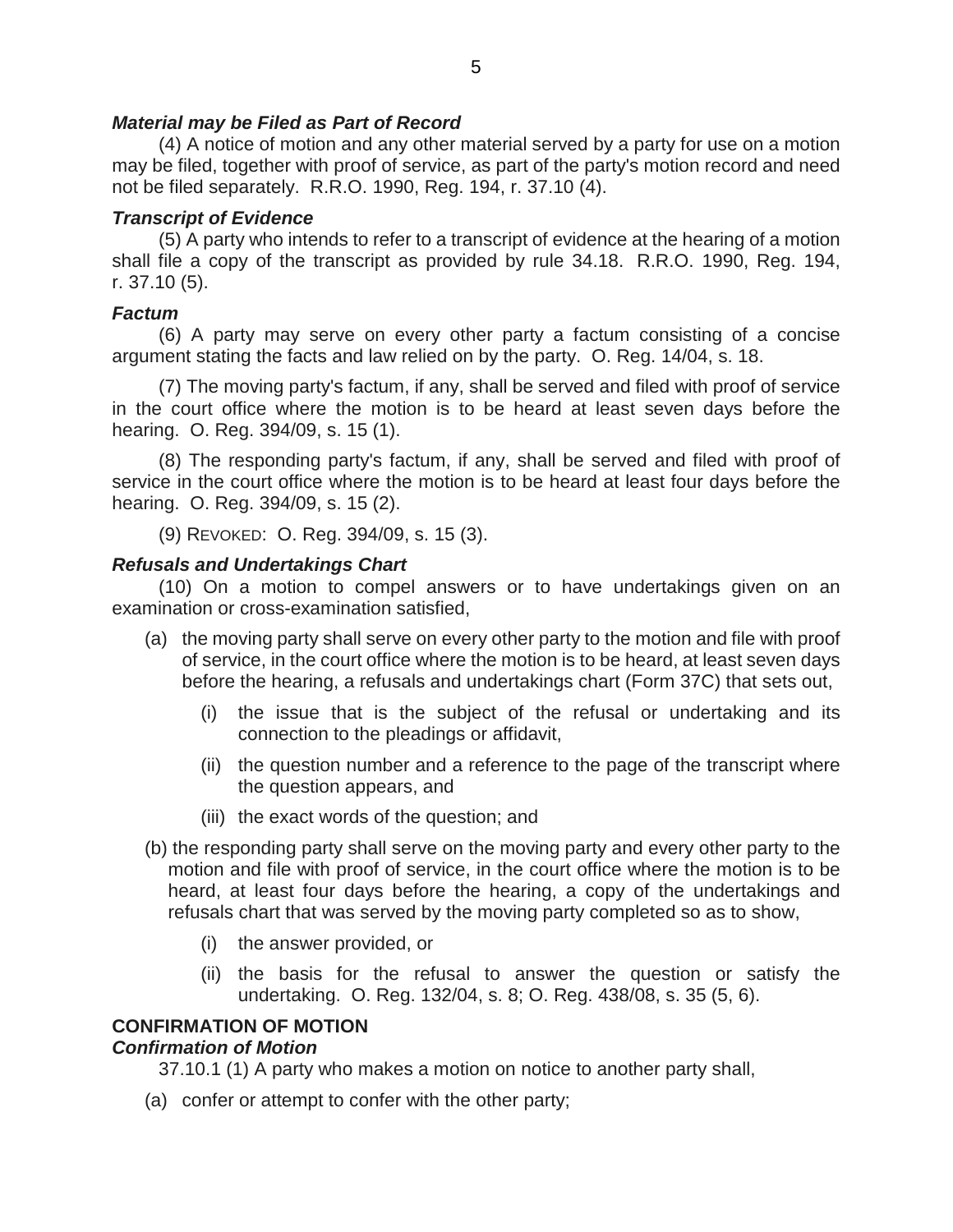### *Material may be Filed as Part of Record*

(4) A notice of motion and any other material served by a party for use on a motion may be filed, together with proof of service, as part of the party's motion record and need not be filed separately. R.R.O. 1990, Reg. 194, r. 37.10 (4).

### *Transcript of Evidence*

(5) A party who intends to refer to a transcript of evidence at the hearing of a motion shall file a copy of the transcript as provided by rule 34.18. R.R.O. 1990, Reg. 194, r. 37.10 (5).

### *Factum*

(6) A party may serve on every other party a factum consisting of a concise argument stating the facts and law relied on by the party. O. Reg. 14/04, s. 18.

(7) The moving party's factum, if any, shall be served and filed with proof of service in the court office where the motion is to be heard at least seven days before the hearing. O. Reg. 394/09, s. 15 (1).

(8) The responding party's factum, if any, shall be served and filed with proof of service in the court office where the motion is to be heard at least four days before the hearing. O. Reg. 394/09, s. 15 (2).

(9) REVOKED: O. Reg. 394/09, s. 15 (3).

### *Refusals and Undertakings Chart*

(10) On a motion to compel answers or to have undertakings given on an examination or cross-examination satisfied,

(a) the moving party shall serve on every other party to the motion and file with proof of service, in the court office where the motion is to be heard, at least seven days before the hearing, a refusals and undertakings chart (Form 37C) that sets out,

  (i) the issue that is the subject of the refusal or undertaking and its connection to the pleadings or affidavit,

  (ii) the question number and a reference to the page of the transcript where the question appears, and

  (iii) the exact words of the question; and

(b) the responding party shall serve on the moving party and every other party to the motion and file with proof of service, in the court office where the motion is to be heard, at least four days before the hearing, a copy of the undertakings and refusals chart that was served by the moving party completed so as to show,

  (i) the answer provided, or

  (ii) the basis for the refusal to answer the question or satisfy the undertaking. O. Reg. 132/04, s. 8; O. Reg. 438/08, s. 35 (5, 6).

## CONFIRMATION OF MOTION

### *Confirmation of Motion*

37.10.1 (1) A party who makes a motion on notice to another party shall,

(a) confer or attempt to confer with the other party;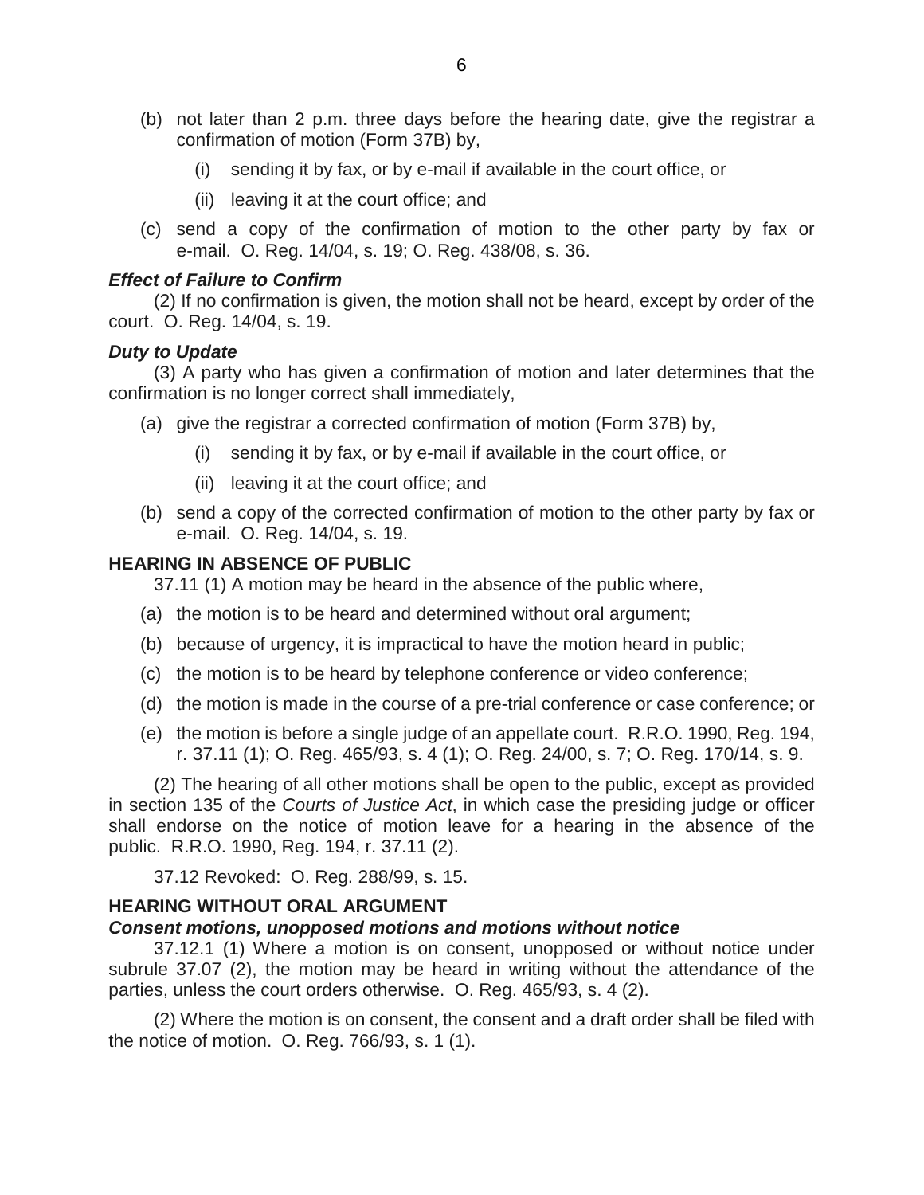(b) not later than 2 p.m. three days before the hearing date, give the registrar a confirmation of motion (Form 37B) by,

 (i) sending it by fax, or by e-mail if available in the court office, or

 (ii) leaving it at the court office; and

(c) send a copy of the confirmation of motion to the other party by fax or e-mail. O. Reg. 14/04, s. 19; O. Reg. 438/08, s. 36.

***Effect of Failure to Confirm***

(2) If no confirmation is given, the motion shall not be heard, except by order of the court. O. Reg. 14/04, s. 19.

***Duty to Update***

(3) A party who has given a confirmation of motion and later determines that the confirmation is no longer correct shall immediately,

(a) give the registrar a corrected confirmation of motion (Form 37B) by,

 (i) sending it by fax, or by e-mail if available in the court office, or

 (ii) leaving it at the court office; and

(b) send a copy of the corrected confirmation of motion to the other party by fax or e-mail. O. Reg. 14/04, s. 19.

**HEARING IN ABSENCE OF PUBLIC**

37.11 (1) A motion may be heard in the absence of the public where,

(a) the motion is to be heard and determined without oral argument;

(b) because of urgency, it is impractical to have the motion heard in public;

(c) the motion is to be heard by telephone conference or video conference;

(d) the motion is made in the course of a pre-trial conference or case conference; or

(e) the motion is before a single judge of an appellate court. R.R.O. 1990, Reg. 194, r. 37.11 (1); O. Reg. 465/93, s. 4 (1); O. Reg. 24/00, s. 7; O. Reg. 170/14, s. 9.

(2) The hearing of all other motions shall be open to the public, except as provided in section 135 of the *Courts of Justice Act*, in which case the presiding judge or officer shall endorse on the notice of motion leave for a hearing in the absence of the public. R.R.O. 1990, Reg. 194, r. 37.11 (2).

37.12 Revoked: O. Reg. 288/99, s. 15.

**HEARING WITHOUT ORAL ARGUMENT**

***Consent motions, unopposed motions and motions without notice***

37.12.1 (1) Where a motion is on consent, unopposed or without notice under subrule 37.07 (2), the motion may be heard in writing without the attendance of the parties, unless the court orders otherwise. O. Reg. 465/93, s. 4 (2).

(2) Where the motion is on consent, the consent and a draft order shall be filed with the notice of motion. O. Reg. 766/93, s. 1 (1).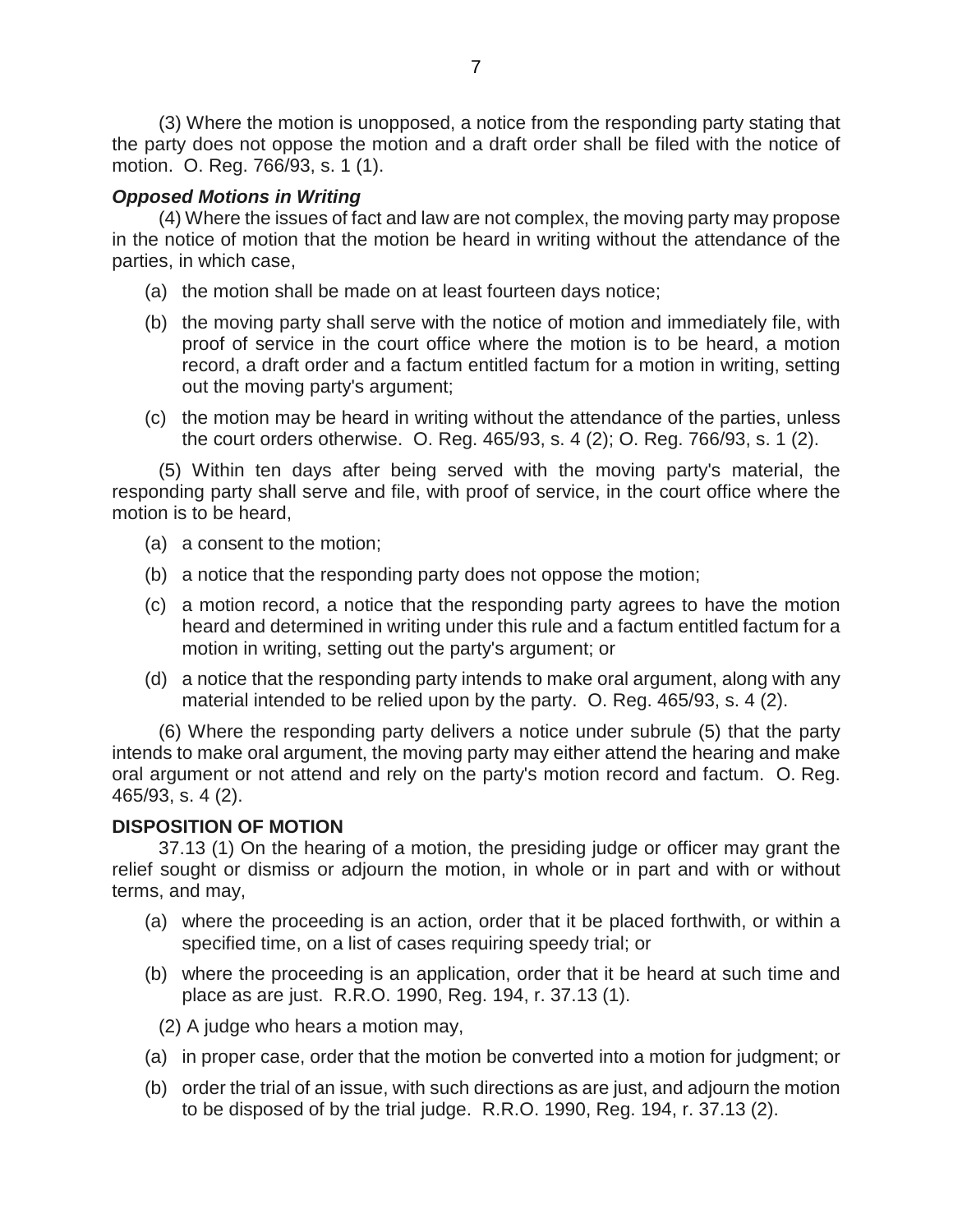(3) Where the motion is unopposed, a notice from the responding party stating that the party does not oppose the motion and a draft order shall be filed with the notice of motion. O. Reg. 766/93, s. 1 (1).

***Opposed Motions in Writing***

(4) Where the issues of fact and law are not complex, the moving party may propose in the notice of motion that the motion be heard in writing without the attendance of the parties, in which case,

(a) the motion shall be made on at least fourteen days notice;

(b) the moving party shall serve with the notice of motion and immediately file, with proof of service in the court office where the motion is to be heard, a motion record, a draft order and a factum entitled factum for a motion in writing, setting out the moving party's argument;

(c) the motion may be heard in writing without the attendance of the parties, unless the court orders otherwise. O. Reg. 465/93, s. 4 (2); O. Reg. 766/93, s. 1 (2).

(5) Within ten days after being served with the moving party's material, the responding party shall serve and file, with proof of service, in the court office where the motion is to be heard,

(a) a consent to the motion;

(b) a notice that the responding party does not oppose the motion;

(c) a motion record, a notice that the responding party agrees to have the motion heard and determined in writing under this rule and a factum entitled factum for a motion in writing, setting out the party's argument; or

(d) a notice that the responding party intends to make oral argument, along with any material intended to be relied upon by the party. O. Reg. 465/93, s. 4 (2).

(6) Where the responding party delivers a notice under subrule (5) that the party intends to make oral argument, the moving party may either attend the hearing and make oral argument or not attend and rely on the party's motion record and factum. O. Reg. 465/93, s. 4 (2).

**DISPOSITION OF MOTION**

37.13 (1) On the hearing of a motion, the presiding judge or officer may grant the relief sought or dismiss or adjourn the motion, in whole or in part and with or without terms, and may,

(a) where the proceeding is an action, order that it be placed forthwith, or within a specified time, on a list of cases requiring speedy trial; or

(b) where the proceeding is an application, order that it be heard at such time and place as are just. R.R.O. 1990, Reg. 194, r. 37.13 (1).

(2) A judge who hears a motion may,

(a) in proper case, order that the motion be converted into a motion for judgment; or

(b) order the trial of an issue, with such directions as are just, and adjourn the motion to be disposed of by the trial judge. R.R.O. 1990, Reg. 194, r. 37.13 (2).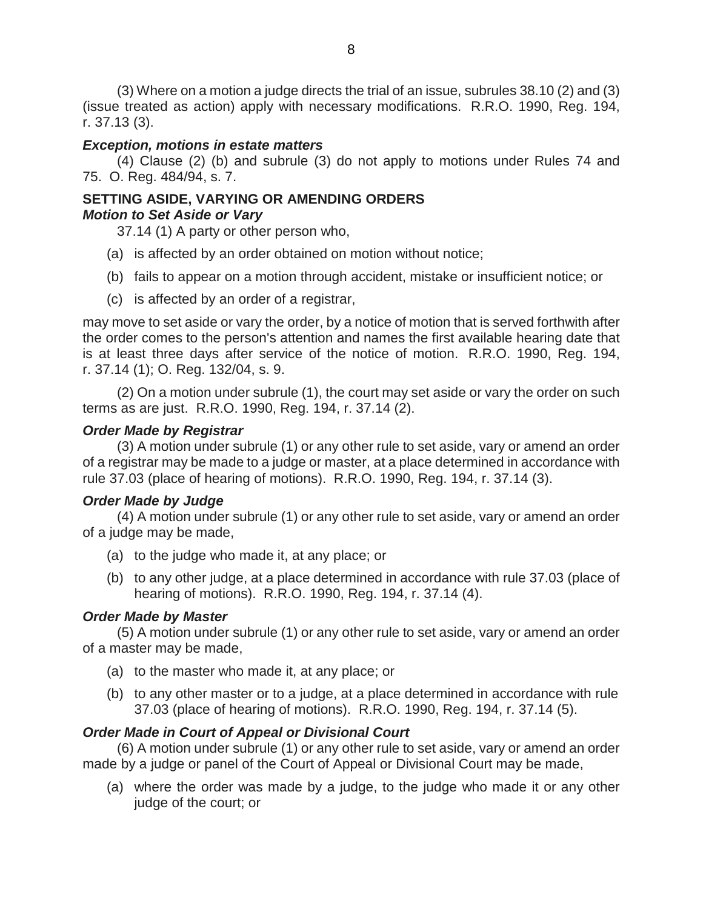(3) Where on a motion a judge directs the trial of an issue, subrules 38.10 (2) and (3) (issue treated as action) apply with necessary modifications. R.R.O. 1990, Reg. 194, r. 37.13 (3).

***Exception, motions in estate matters***

(4) Clause (2) (b) and subrule (3) do not apply to motions under Rules 74 and 75. O. Reg. 484/94, s. 7.

**SETTING ASIDE, VARYING OR AMENDING ORDERS**

***Motion to Set Aside or Vary***

37.14 (1) A party or other person who,

(a) is affected by an order obtained on motion without notice;

(b) fails to appear on a motion through accident, mistake or insufficient notice; or

(c) is affected by an order of a registrar,

may move to set aside or vary the order, by a notice of motion that is served forthwith after the order comes to the person's attention and names the first available hearing date that is at least three days after service of the notice of motion. R.R.O. 1990, Reg. 194, r. 37.14 (1); O. Reg. 132/04, s. 9.

(2) On a motion under subrule (1), the court may set aside or vary the order on such terms as are just. R.R.O. 1990, Reg. 194, r. 37.14 (2).

***Order Made by Registrar***

(3) A motion under subrule (1) or any other rule to set aside, vary or amend an order of a registrar may be made to a judge or master, at a place determined in accordance with rule 37.03 (place of hearing of motions). R.R.O. 1990, Reg. 194, r. 37.14 (3).

***Order Made by Judge***

(4) A motion under subrule (1) or any other rule to set aside, vary or amend an order of a judge may be made,

(a) to the judge who made it, at any place; or

(b) to any other judge, at a place determined in accordance with rule 37.03 (place of hearing of motions). R.R.O. 1990, Reg. 194, r. 37.14 (4).

***Order Made by Master***

(5) A motion under subrule (1) or any other rule to set aside, vary or amend an order of a master may be made,

(a) to the master who made it, at any place; or

(b) to any other master or to a judge, at a place determined in accordance with rule 37.03 (place of hearing of motions). R.R.O. 1990, Reg. 194, r. 37.14 (5).

***Order Made in Court of Appeal or Divisional Court***

(6) A motion under subrule (1) or any other rule to set aside, vary or amend an order made by a judge or panel of the Court of Appeal or Divisional Court may be made,

(a) where the order was made by a judge, to the judge who made it or any other judge of the court; or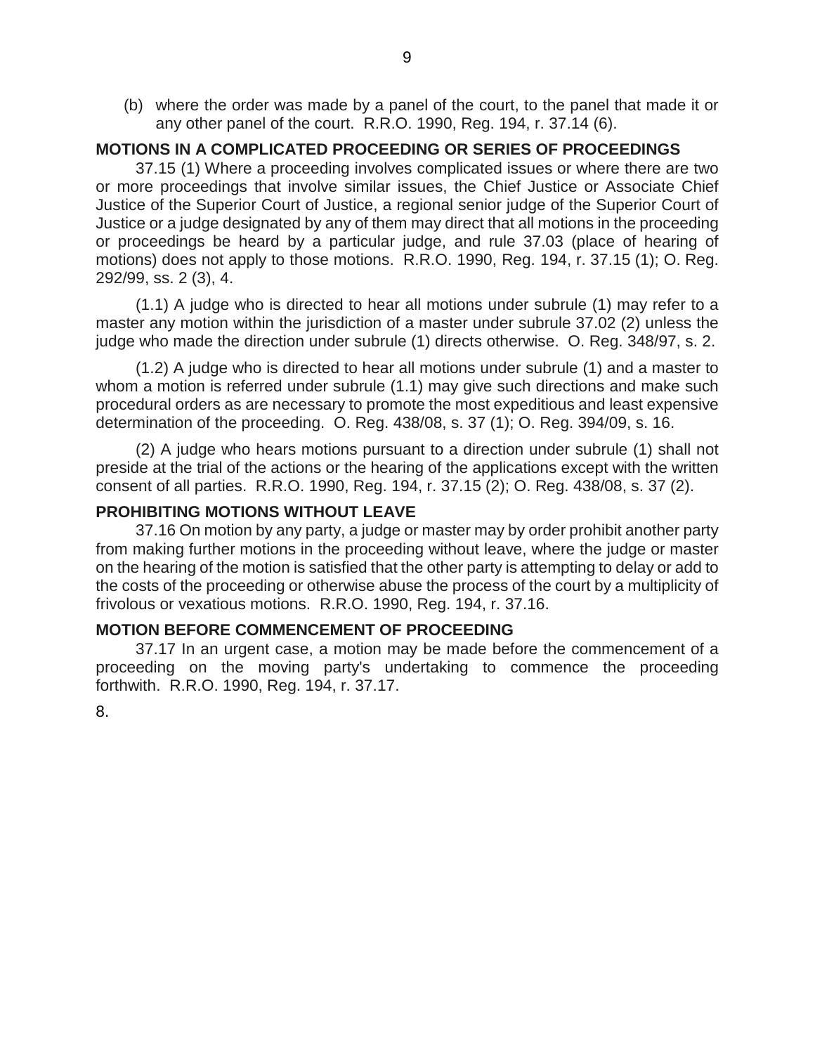(b) where the order was made by a panel of the court, to the panel that made it or any other panel of the court. R.R.O. 1990, Reg. 194, r. 37.14 (6).

**MOTIONS IN A COMPLICATED PROCEEDING OR SERIES OF PROCEEDINGS**

37.15 (1) Where a proceeding involves complicated issues or where there are two or more proceedings that involve similar issues, the Chief Justice or Associate Chief Justice of the Superior Court of Justice, a regional senior judge of the Superior Court of Justice or a judge designated by any of them may direct that all motions in the proceeding or proceedings be heard by a particular judge, and rule 37.03 (place of hearing of motions) does not apply to those motions. R.R.O. 1990, Reg. 194, r. 37.15 (1); O. Reg. 292/99, ss. 2 (3), 4.

(1.1) A judge who is directed to hear all motions under subrule (1) may refer to a master any motion within the jurisdiction of a master under subrule 37.02 (2) unless the judge who made the direction under subrule (1) directs otherwise. O. Reg. 348/97, s. 2.

(1.2) A judge who is directed to hear all motions under subrule (1) and a master to whom a motion is referred under subrule (1.1) may give such directions and make such procedural orders as are necessary to promote the most expeditious and least expensive determination of the proceeding. O. Reg. 438/08, s. 37 (1); O. Reg. 394/09, s. 16.

(2) A judge who hears motions pursuant to a direction under subrule (1) shall not preside at the trial of the actions or the hearing of the applications except with the written consent of all parties. R.R.O. 1990, Reg. 194, r. 37.15 (2); O. Reg. 438/08, s. 37 (2).

**PROHIBITING MOTIONS WITHOUT LEAVE**

37.16 On motion by any party, a judge or master may by order prohibit another party from making further motions in the proceeding without leave, where the judge or master on the hearing of the motion is satisfied that the other party is attempting to delay or add to the costs of the proceeding or otherwise abuse the process of the court by a multiplicity of frivolous or vexatious motions. R.R.O. 1990, Reg. 194, r. 37.16.

**MOTION BEFORE COMMENCEMENT OF PROCEEDING**

37.17 In an urgent case, a motion may be made before the commencement of a proceeding on the moving party's undertaking to commence the proceeding forthwith. R.R.O. 1990, Reg. 194, r. 37.17.

8.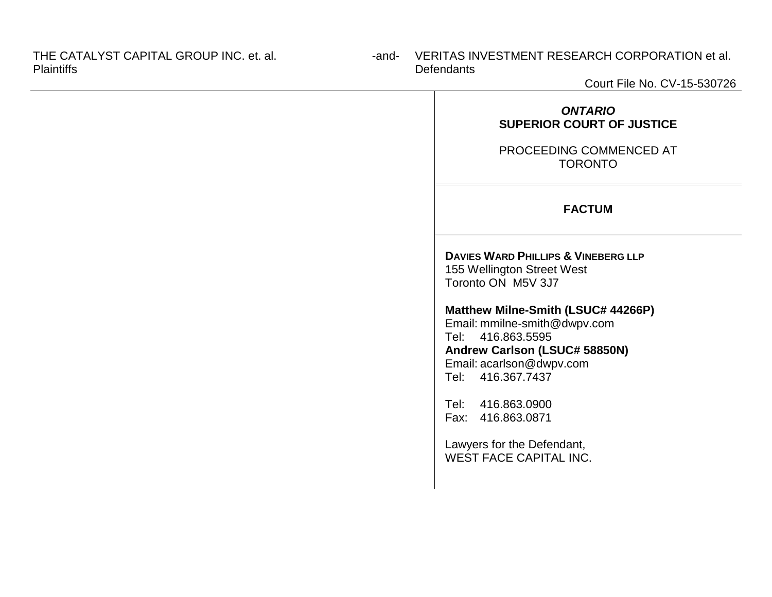THE CATALYST CAPITAL GROUP INC. et. al.
Plaintiffs

-and-

VERITAS INVESTMENT RESEARCH CORPORATION et al.
Defendants

Court File No. CV-15-530726

***ONTARIO***
**SUPERIOR COURT OF JUSTICE**

PROCEEDING COMMENCED AT
TORONTO

**FACTUM**

**DAVIES WARD PHILLIPS & VINEBERG LLP**
155 Wellington Street West
Toronto ON M5V 3J7

**Matthew Milne-Smith (LSUC# 44266P)**
Email: mmilne-smith@dwpv.com
Tel: 416.863.5595
**Andrew Carlson (LSUC# 58850N)**
Email: acarlson@dwpv.com
Tel: 416.367.7437

Tel: 416.863.0900
Fax: 416.863.0871

Lawyers for the Defendant,
WEST FACE CAPITAL INC.